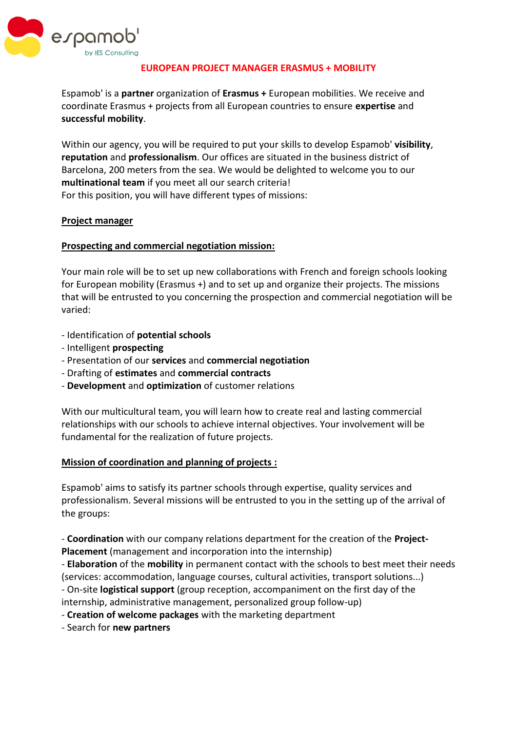espamob'
by IES Consulting

# EUROPEAN PROJECT MANAGER ERASMUS + MOBILITY

Espamob' is a **partner** organization of **Erasmus +** European mobilities. We receive and coordinate Erasmus + projects from all European countries to ensure **expertise** and **successful mobility**.

Within our agency, you will be required to put your skills to develop Espamob' **visibility**, **reputation** and **professionalism**. Our offices are situated in the business district of Barcelona, 200 meters from the sea. We would be delighted to welcome you to our **multinational team** if you meet all our search criteria!
For this position, you will have different types of missions:

## Project manager

### Prospecting and commercial negotiation mission:

Your main role will be to set up new collaborations with French and foreign schools looking for European mobility (Erasmus +) and to set up and organize their projects. The missions that will be entrusted to you concerning the prospection and commercial negotiation will be varied:

- Identification of **potential schools**
- Intelligent **prospecting**
- Presentation of our **services** and **commercial negotiation**
- Drafting of **estimates** and **commercial contracts**
- **Development** and **optimization** of customer relations

With our multicultural team, you will learn how to create real and lasting commercial relationships with our schools to achieve internal objectives. Your involvement will be fundamental for the realization of future projects.

### Mission of coordination and planning of projects :

Espamob' aims to satisfy its partner schools through expertise, quality services and professionalism. Several missions will be entrusted to you in the setting up of the arrival of the groups:

- **Coordination** with our company relations department for the creation of the **Project-Placement** (management and incorporation into the internship)
- **Elaboration** of the **mobility** in permanent contact with the schools to best meet their needs (services: accommodation, language courses, cultural activities, transport solutions...)
- On-site **logistical support** (group reception, accompaniment on the first day of the internship, administrative management, personalized group follow-up)
- **Creation of welcome packages** with the marketing department
- Search for **new partners**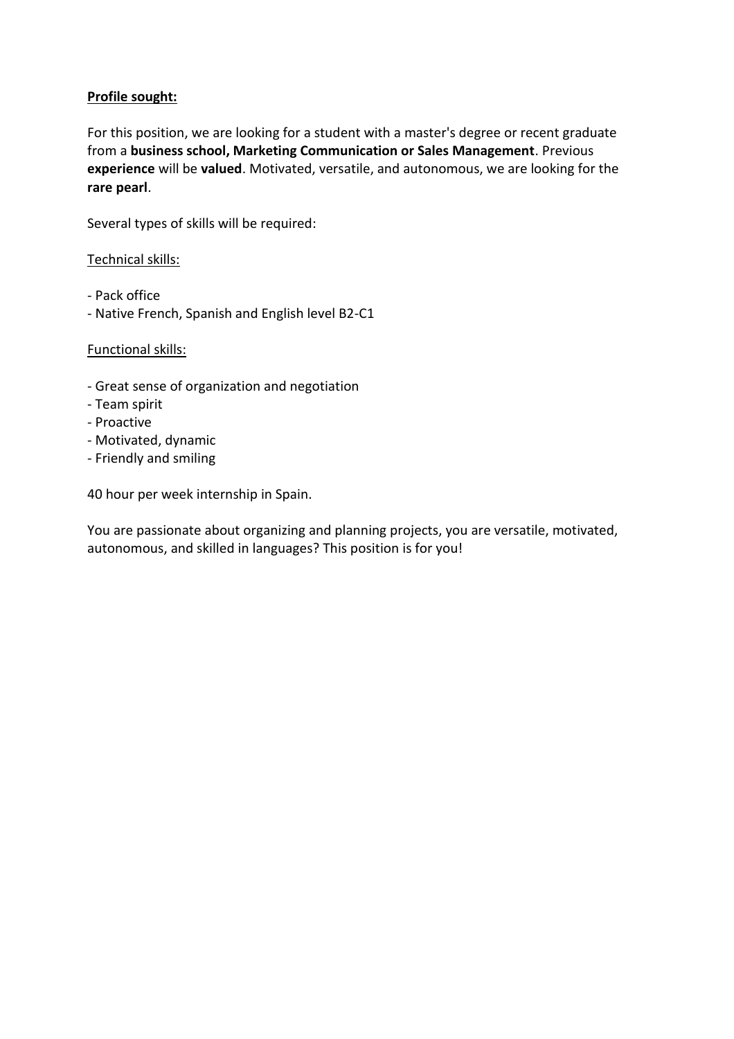**Profile sought:**

For this position, we are looking for a student with a master's degree or recent graduate from a **business school, Marketing Communication or Sales Management**. Previous **experience** will be **valued**. Motivated, versatile, and autonomous, we are looking for the **rare pearl**.

Several types of skills will be required:

Technical skills:

- Pack office
- Native French, Spanish and English level B2-C1

Functional skills:

- Great sense of organization and negotiation
- Team spirit
- Proactive
- Motivated, dynamic
- Friendly and smiling

40 hour per week internship in Spain.

You are passionate about organizing and planning projects, you are versatile, motivated, autonomous, and skilled in languages? This position is for you!